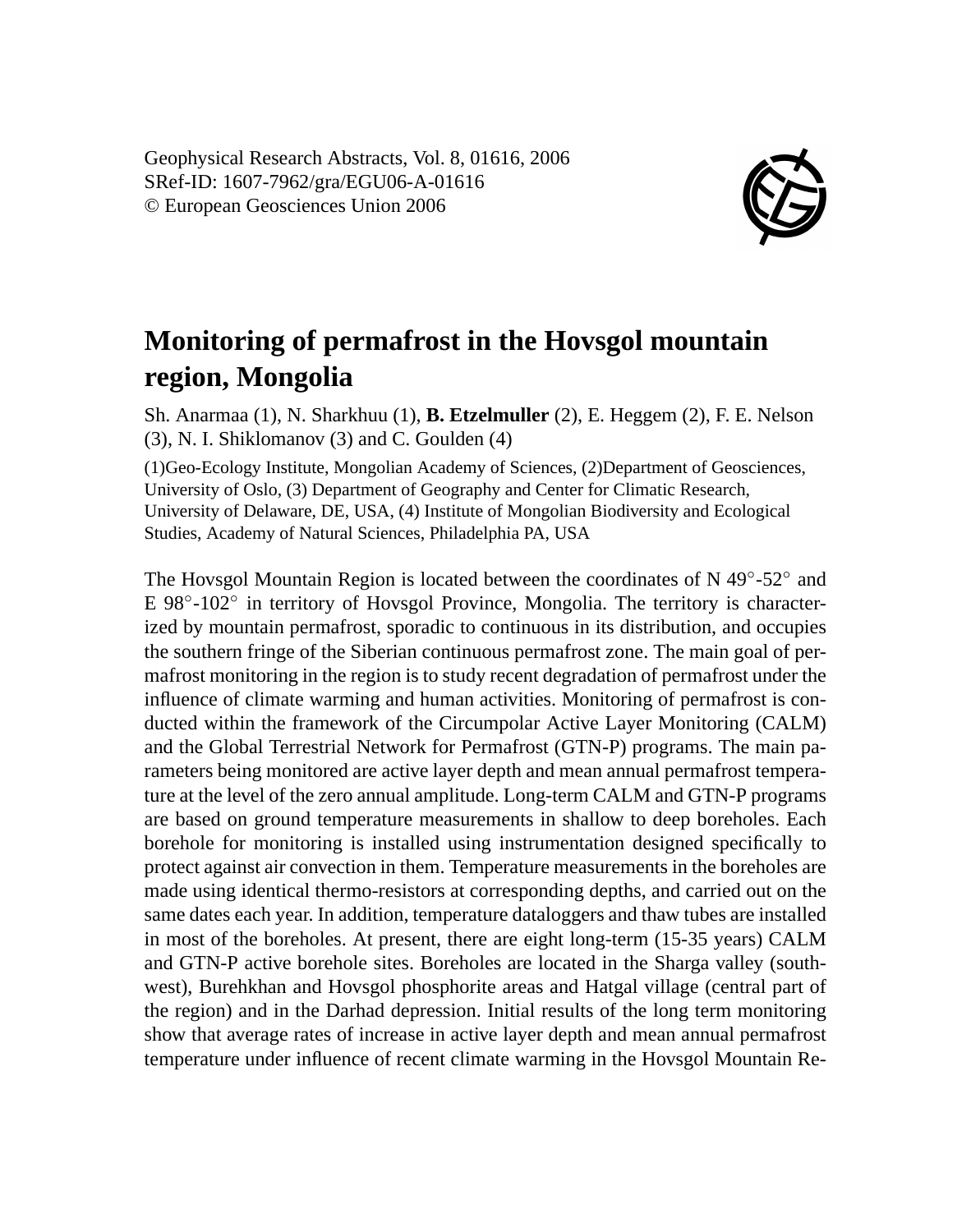# Monitoring of permafrost in the Hovsgol mountain region, Mongolia

Sh. Anarmaa (1), N. Sharkhuu (1), **B. Etzelmuller** (2), E. Heggem (2), F. E. Nelson (3), N. I. Shiklomanov (3) and C. Goulden (4)

(1)Geo-Ecology Institute, Mongolian Academy of Sciences, (2)Department of Geosciences, University of Oslo, (3) Department of Geography and Center for Climatic Research, University of Delaware, DE, USA, (4) Institute of Mongolian Biodiversity and Ecological Studies, Academy of Natural Sciences, Philadelphia PA, USA

The Hovsgol Mountain Region is located between the coordinates of N 49°-52° and E 98°-102° in territory of Hovsgol Province, Mongolia. The territory is characterized by mountain permafrost, sporadic to continuous in its distribution, and occupies the southern fringe of the Siberian continuous permafrost zone. The main goal of permafrost monitoring in the region is to study recent degradation of permafrost under the influence of climate warming and human activities. Monitoring of permafrost is conducted within the framework of the Circumpolar Active Layer Monitoring (CALM) and the Global Terrestrial Network for Permafrost (GTN-P) programs. The main parameters being monitored are active layer depth and mean annual permafrost temperature at the level of the zero annual amplitude. Long-term CALM and GTN-P programs are based on ground temperature measurements in shallow to deep boreholes. Each borehole for monitoring is installed using instrumentation designed specifically to protect against air convection in them. Temperature measurements in the boreholes are made using identical thermo-resistors at corresponding depths, and carried out on the same dates each year. In addition, temperature dataloggers and thaw tubes are installed in most of the boreholes. At present, there are eight long-term (15-35 years) CALM and GTN-P active borehole sites. Boreholes are located in the Sharga valley (southwest), Burehkhan and Hovsgol phosphorite areas and Hatgal village (central part of the region) and in the Darhad depression. Initial results of the long term monitoring show that average rates of increase in active layer depth and mean annual permafrost temperature under influence of recent climate warming in the Hovsgol Mountain Re-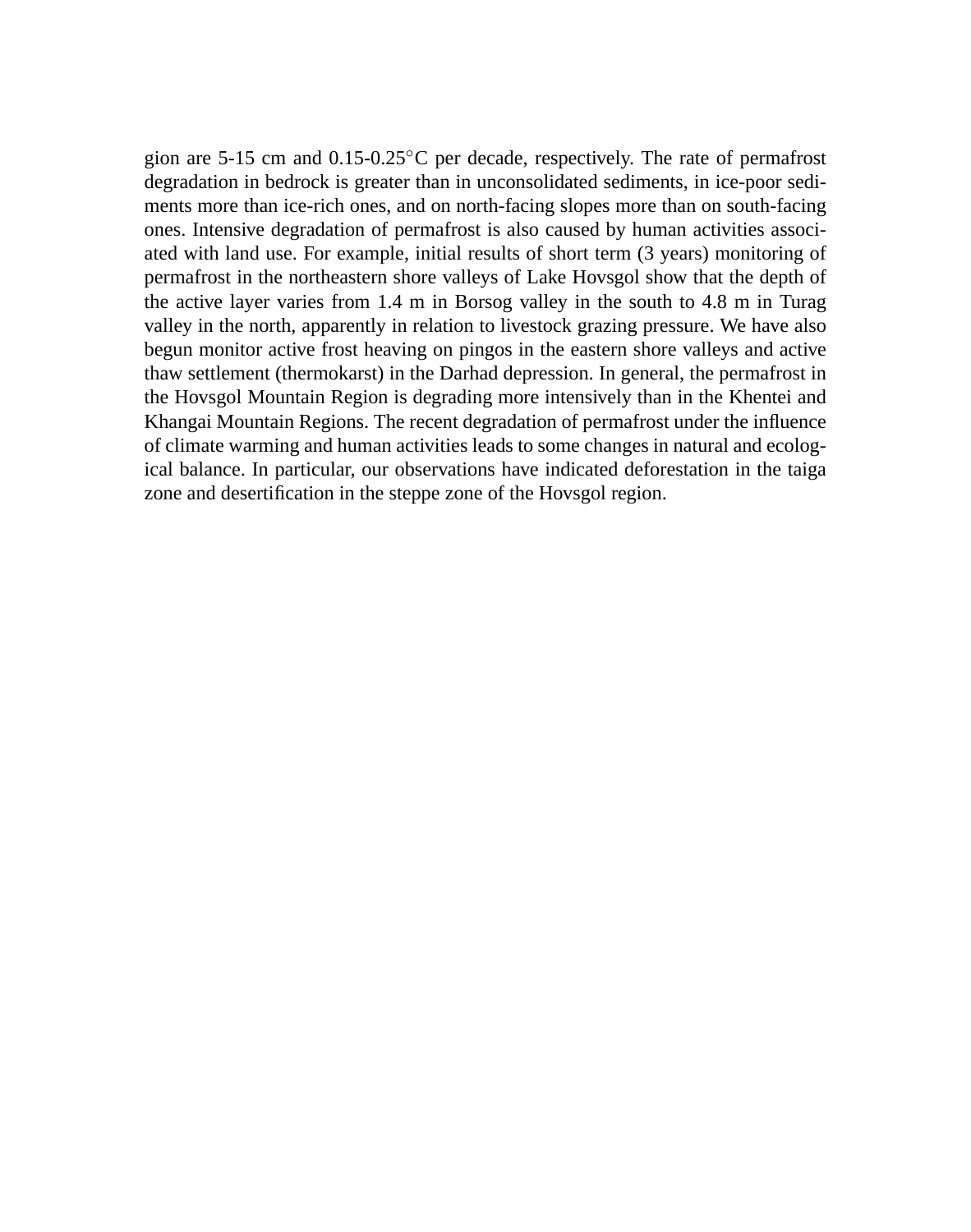gion are 5-15 cm and 0.15-0.25°C per decade, respectively. The rate of permafrost degradation in bedrock is greater than in unconsolidated sediments, in ice-poor sediments more than ice-rich ones, and on north-facing slopes more than on south-facing ones. Intensive degradation of permafrost is also caused by human activities associated with land use. For example, initial results of short term (3 years) monitoring of permafrost in the northeastern shore valleys of Lake Hovsgol show that the depth of the active layer varies from 1.4 m in Borsog valley in the south to 4.8 m in Turag valley in the north, apparently in relation to livestock grazing pressure. We have also begun monitor active frost heaving on pingos in the eastern shore valleys and active thaw settlement (thermokarst) in the Darhad depression. In general, the permafrost in the Hovsgol Mountain Region is degrading more intensively than in the Khentei and Khangai Mountain Regions. The recent degradation of permafrost under the influence of climate warming and human activities leads to some changes in natural and ecological balance. In particular, our observations have indicated deforestation in the taiga zone and desertification in the steppe zone of the Hovsgol region.